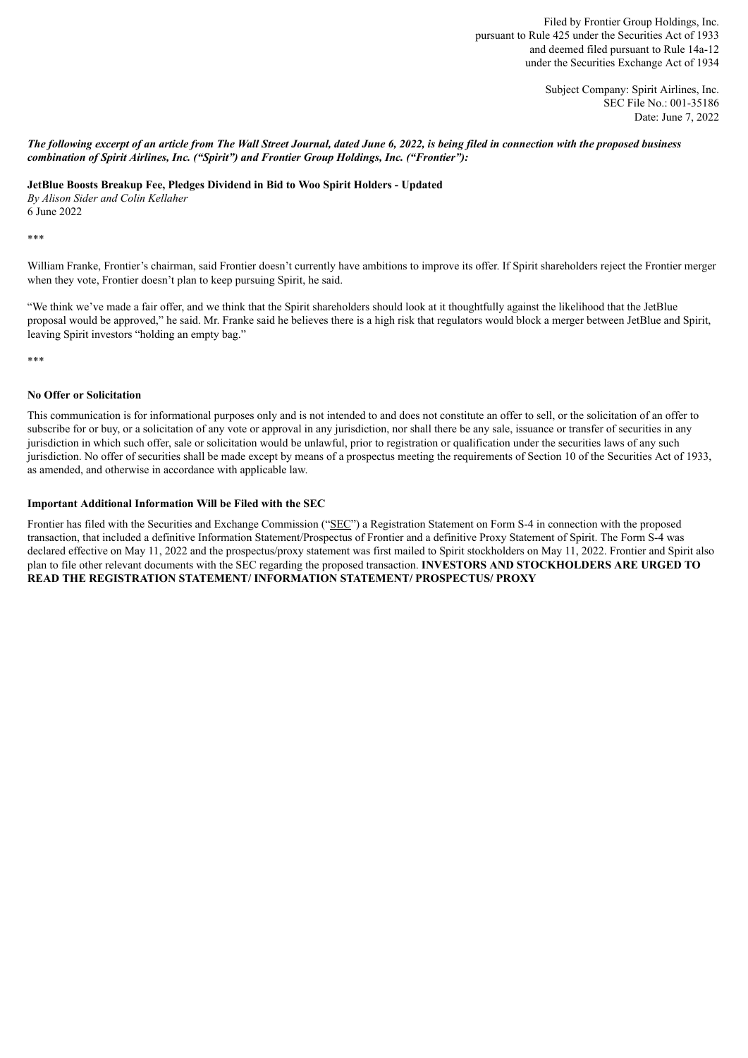Filed by Frontier Group Holdings, Inc.
pursuant to Rule 425 under the Securities Act of 1933
and deemed filed pursuant to Rule 14a-12
under the Securities Exchange Act of 1934

Subject Company: Spirit Airlines, Inc.
SEC File No.: 001-35186
Date: June 7, 2022

***The following excerpt of an article from The Wall Street Journal, dated June 6, 2022, is being filed in connection with the proposed business combination of Spirit Airlines, Inc. ("Spirit") and Frontier Group Holdings, Inc. ("Frontier"):***

**JetBlue Boosts Breakup Fee, Pledges Dividend in Bid to Woo Spirit Holders - Updated**
*By Alison Sider and Colin Kellaher*
6 June 2022

\*\*\*

William Franke, Frontier's chairman, said Frontier doesn't currently have ambitions to improve its offer. If Spirit shareholders reject the Frontier merger when they vote, Frontier doesn't plan to keep pursuing Spirit, he said.

"We think we've made a fair offer, and we think that the Spirit shareholders should look at it thoughtfully against the likelihood that the JetBlue proposal would be approved," he said. Mr. Franke said he believes there is a high risk that regulators would block a merger between JetBlue and Spirit, leaving Spirit investors "holding an empty bag."

\*\*\*

**No Offer or Solicitation**

This communication is for informational purposes only and is not intended to and does not constitute an offer to sell, or the solicitation of an offer to subscribe for or buy, or a solicitation of any vote or approval in any jurisdiction, nor shall there be any sale, issuance or transfer of securities in any jurisdiction in which such offer, sale or solicitation would be unlawful, prior to registration or qualification under the securities laws of any such jurisdiction. No offer of securities shall be made except by means of a prospectus meeting the requirements of Section 10 of the Securities Act of 1933, as amended, and otherwise in accordance with applicable law.

**Important Additional Information Will be Filed with the SEC**

Frontier has filed with the Securities and Exchange Commission ("SEC") a Registration Statement on Form S-4 in connection with the proposed transaction, that included a definitive Information Statement/Prospectus of Frontier and a definitive Proxy Statement of Spirit. The Form S-4 was declared effective on May 11, 2022 and the prospectus/proxy statement was first mailed to Spirit stockholders on May 11, 2022. Frontier and Spirit also plan to file other relevant documents with the SEC regarding the proposed transaction. **INVESTORS AND STOCKHOLDERS ARE URGED TO READ THE REGISTRATION STATEMENT/ INFORMATION STATEMENT/ PROSPECTUS/ PROXY**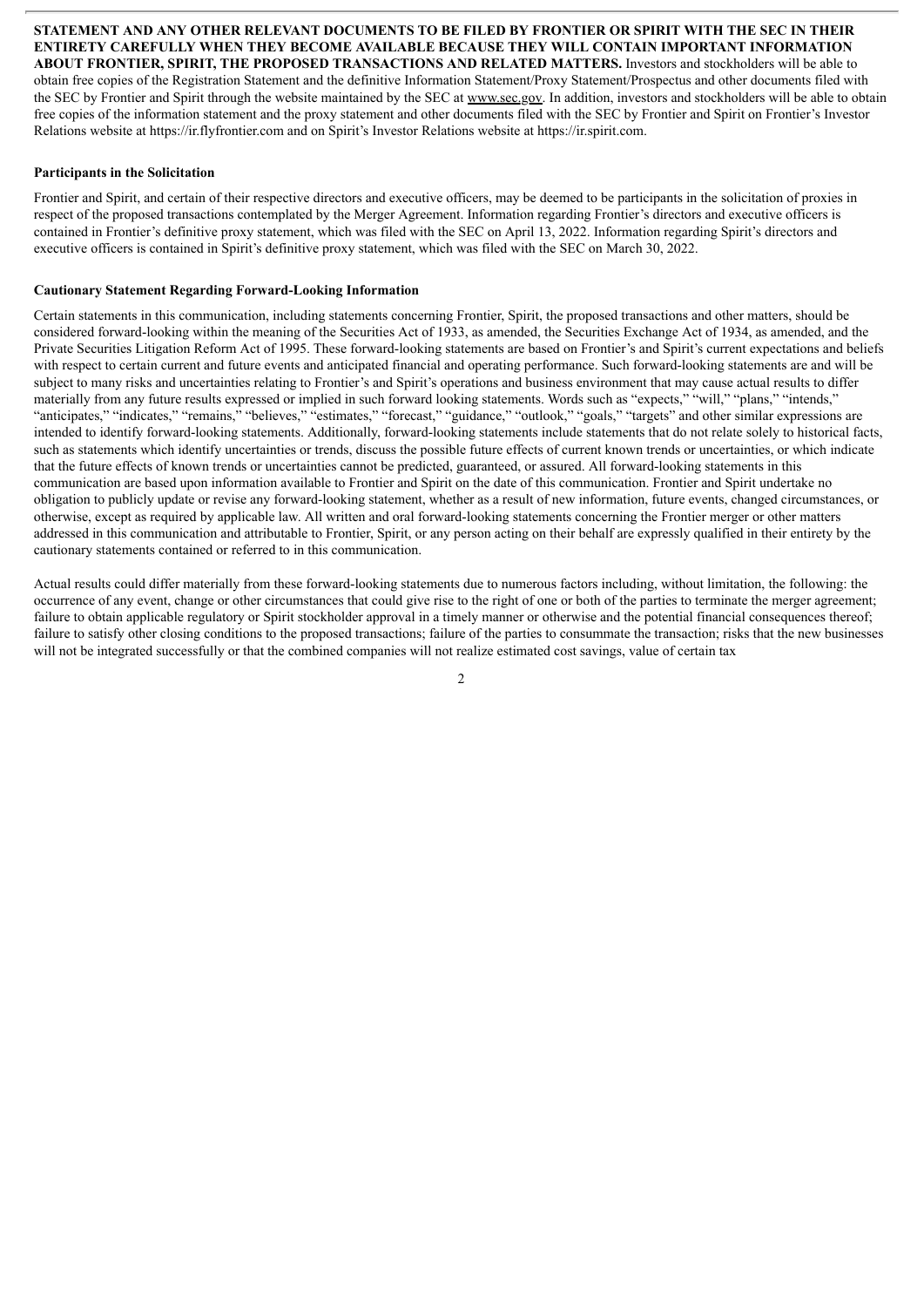**STATEMENT AND ANY OTHER RELEVANT DOCUMENTS TO BE FILED BY FRONTIER OR SPIRIT WITH THE SEC IN THEIR ENTIRETY CAREFULLY WHEN THEY BECOME AVAILABLE BECAUSE THEY WILL CONTAIN IMPORTANT INFORMATION ABOUT FRONTIER, SPIRIT, THE PROPOSED TRANSACTIONS AND RELATED MATTERS.** Investors and stockholders will be able to obtain free copies of the Registration Statement and the definitive Information Statement/Proxy Statement/Prospectus and other documents filed with the SEC by Frontier and Spirit through the website maintained by the SEC at www.sec.gov. In addition, investors and stockholders will be able to obtain free copies of the information statement and the proxy statement and other documents filed with the SEC by Frontier and Spirit on Frontier's Investor Relations website at https://ir.flyfrontier.com and on Spirit's Investor Relations website at https://ir.spirit.com.

**Participants in the Solicitation**

Frontier and Spirit, and certain of their respective directors and executive officers, may be deemed to be participants in the solicitation of proxies in respect of the proposed transactions contemplated by the Merger Agreement. Information regarding Frontier's directors and executive officers is contained in Frontier's definitive proxy statement, which was filed with the SEC on April 13, 2022. Information regarding Spirit's directors and executive officers is contained in Spirit's definitive proxy statement, which was filed with the SEC on March 30, 2022.

**Cautionary Statement Regarding Forward-Looking Information**

Certain statements in this communication, including statements concerning Frontier, Spirit, the proposed transactions and other matters, should be considered forward-looking within the meaning of the Securities Act of 1933, as amended, the Securities Exchange Act of 1934, as amended, and the Private Securities Litigation Reform Act of 1995. These forward-looking statements are based on Frontier's and Spirit's current expectations and beliefs with respect to certain current and future events and anticipated financial and operating performance. Such forward-looking statements are and will be subject to many risks and uncertainties relating to Frontier's and Spirit's operations and business environment that may cause actual results to differ materially from any future results expressed or implied in such forward looking statements. Words such as "expects," "will," "plans," "intends," "anticipates," "indicates," "remains," "believes," "estimates," "forecast," "guidance," "outlook," "goals," "targets" and other similar expressions are intended to identify forward-looking statements. Additionally, forward-looking statements include statements that do not relate solely to historical facts, such as statements which identify uncertainties or trends, discuss the possible future effects of current known trends or uncertainties, or which indicate that the future effects of known trends or uncertainties cannot be predicted, guaranteed, or assured. All forward-looking statements in this communication are based upon information available to Frontier and Spirit on the date of this communication. Frontier and Spirit undertake no obligation to publicly update or revise any forward-looking statement, whether as a result of new information, future events, changed circumstances, or otherwise, except as required by applicable law. All written and oral forward-looking statements concerning the Frontier merger or other matters addressed in this communication and attributable to Frontier, Spirit, or any person acting on their behalf are expressly qualified in their entirety by the cautionary statements contained or referred to in this communication.

Actual results could differ materially from these forward-looking statements due to numerous factors including, without limitation, the following: the occurrence of any event, change or other circumstances that could give rise to the right of one or both of the parties to terminate the merger agreement; failure to obtain applicable regulatory or Spirit stockholder approval in a timely manner or otherwise and the potential financial consequences thereof; failure to satisfy other closing conditions to the proposed transactions; failure of the parties to consummate the transaction; risks that the new businesses will not be integrated successfully or that the combined companies will not realize estimated cost savings, value of certain tax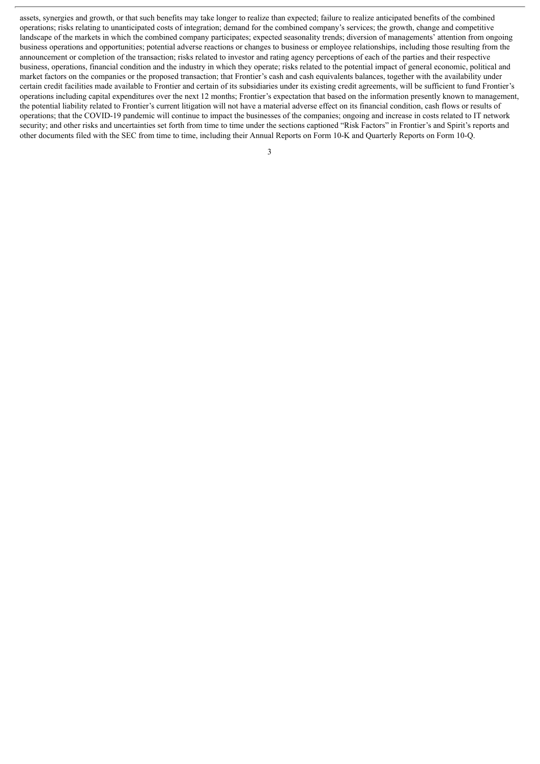assets, synergies and growth, or that such benefits may take longer to realize than expected; failure to realize anticipated benefits of the combined operations; risks relating to unanticipated costs of integration; demand for the combined company's services; the growth, change and competitive landscape of the markets in which the combined company participates; expected seasonality trends; diversion of managements' attention from ongoing business operations and opportunities; potential adverse reactions or changes to business or employee relationships, including those resulting from the announcement or completion of the transaction; risks related to investor and rating agency perceptions of each of the parties and their respective business, operations, financial condition and the industry in which they operate; risks related to the potential impact of general economic, political and market factors on the companies or the proposed transaction; that Frontier's cash and cash equivalents balances, together with the availability under certain credit facilities made available to Frontier and certain of its subsidiaries under its existing credit agreements, will be sufficient to fund Frontier's operations including capital expenditures over the next 12 months; Frontier's expectation that based on the information presently known to management, the potential liability related to Frontier's current litigation will not have a material adverse effect on its financial condition, cash flows or results of operations; that the COVID-19 pandemic will continue to impact the businesses of the companies; ongoing and increase in costs related to IT network security; and other risks and uncertainties set forth from time to time under the sections captioned "Risk Factors" in Frontier's and Spirit's reports and other documents filed with the SEC from time to time, including their Annual Reports on Form 10-K and Quarterly Reports on Form 10-Q.